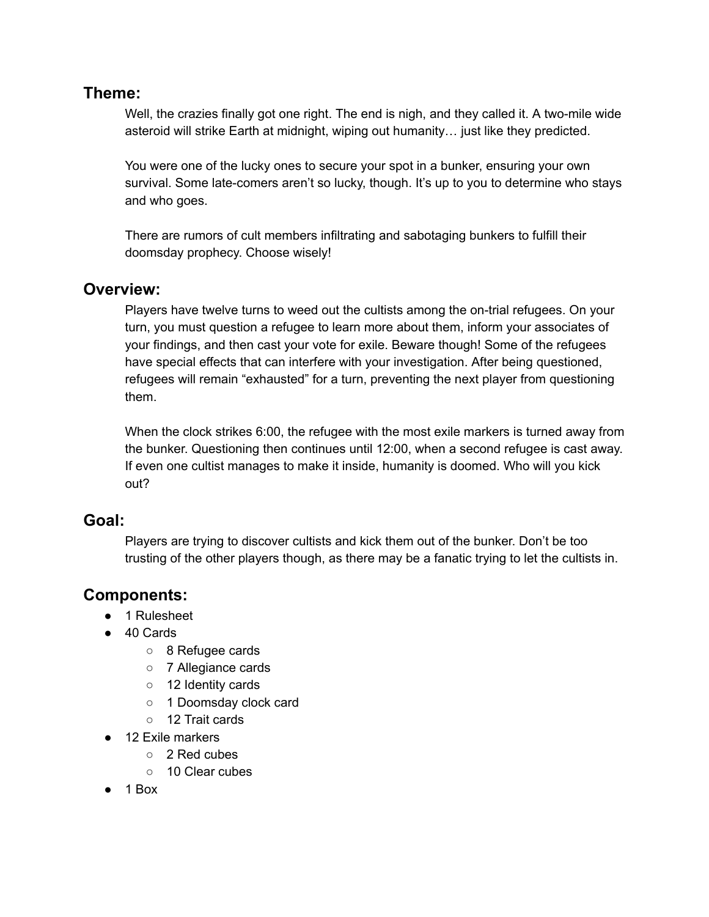## Theme:

Well, the crazies finally got one right. The end is nigh, and they called it. A two-mile wide asteroid will strike Earth at midnight, wiping out humanity… just like they predicted.

You were one of the lucky ones to secure your spot in a bunker, ensuring your own survival. Some late-comers aren't so lucky, though. It's up to you to determine who stays and who goes.

There are rumors of cult members infiltrating and sabotaging bunkers to fulfill their doomsday prophecy. Choose wisely!

## Overview:

Players have twelve turns to weed out the cultists among the on-trial refugees. On your turn, you must question a refugee to learn more about them, inform your associates of your findings, and then cast your vote for exile. Beware though! Some of the refugees have special effects that can interfere with your investigation. After being questioned, refugees will remain "exhausted" for a turn, preventing the next player from questioning them.

When the clock strikes 6:00, the refugee with the most exile markers is turned away from the bunker. Questioning then continues until 12:00, when a second refugee is cast away. If even one cultist manages to make it inside, humanity is doomed. Who will you kick out?

## Goal:

Players are trying to discover cultists and kick them out of the bunker. Don't be too trusting of the other players though, as there may be a fanatic trying to let the cultists in.

## Components:

- 1 Rulesheet
- 40 Cards
  - 8 Refugee cards
  - 7 Allegiance cards
  - 12 Identity cards
  - 1 Doomsday clock card
  - 12 Trait cards
- 12 Exile markers
  - 2 Red cubes
  - 10 Clear cubes
- 1 Box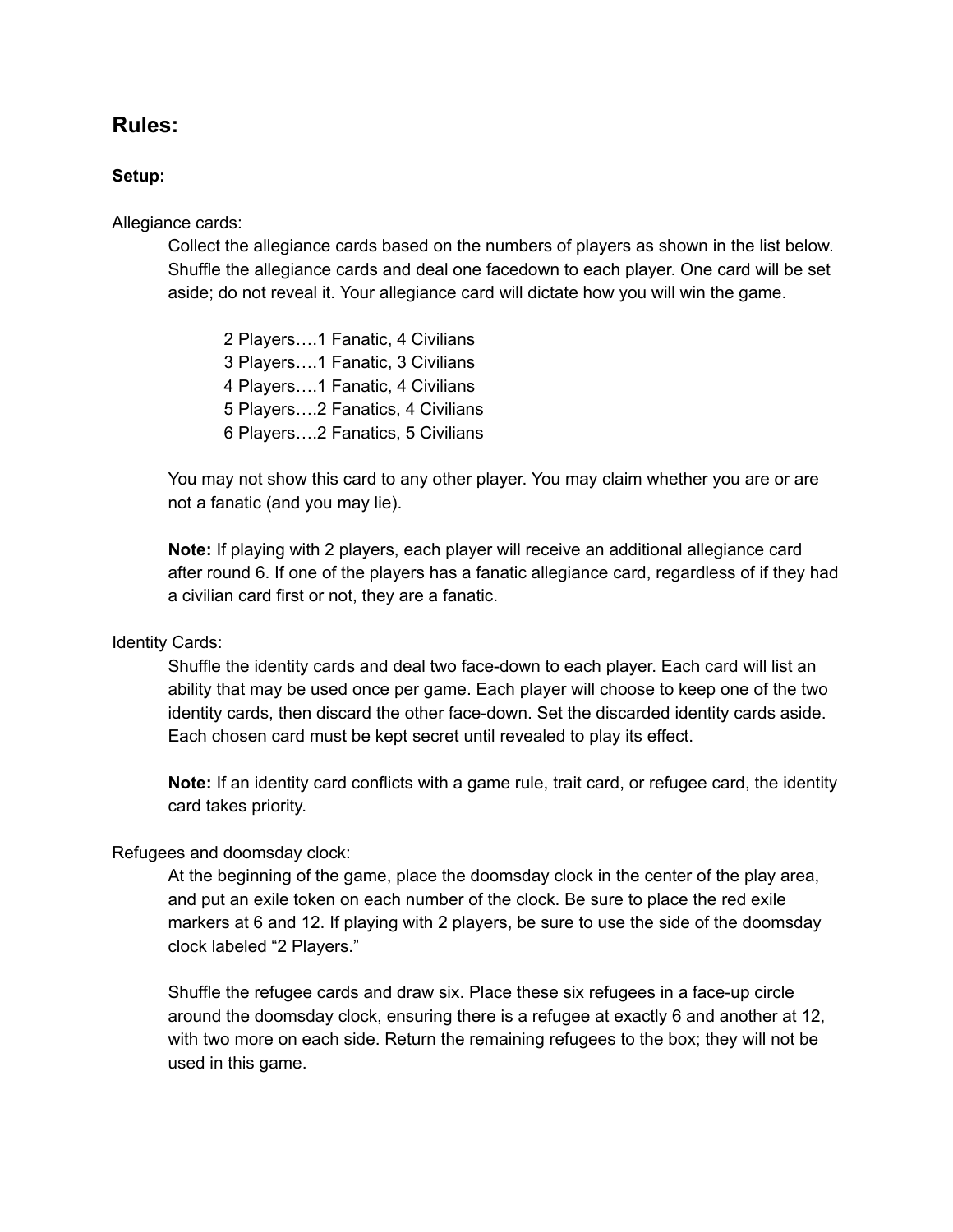## Rules:

### Setup:

Allegiance cards:

Collect the allegiance cards based on the numbers of players as shown in the list below. Shuffle the allegiance cards and deal one facedown to each player. One card will be set aside; do not reveal it. Your allegiance card will dictate how you will win the game.

2 Players….1 Fanatic, 4 Civilians
3 Players….1 Fanatic, 3 Civilians
4 Players….1 Fanatic, 4 Civilians
5 Players….2 Fanatics, 4 Civilians
6 Players….2 Fanatics, 5 Civilians

You may not show this card to any other player. You may claim whether you are or are not a fanatic (and you may lie).

**Note:** If playing with 2 players, each player will receive an additional allegiance card after round 6. If one of the players has a fanatic allegiance card, regardless of if they had a civilian card first or not, they are a fanatic.

Identity Cards:

Shuffle the identity cards and deal two face-down to each player. Each card will list an ability that may be used once per game. Each player will choose to keep one of the two identity cards, then discard the other face-down. Set the discarded identity cards aside. Each chosen card must be kept secret until revealed to play its effect.

**Note:** If an identity card conflicts with a game rule, trait card, or refugee card, the identity card takes priority.

Refugees and doomsday clock:

At the beginning of the game, place the doomsday clock in the center of the play area, and put an exile token on each number of the clock. Be sure to place the red exile markers at 6 and 12. If playing with 2 players, be sure to use the side of the doomsday clock labeled "2 Players."

Shuffle the refugee cards and draw six. Place these six refugees in a face-up circle around the doomsday clock, ensuring there is a refugee at exactly 6 and another at 12, with two more on each side. Return the remaining refugees to the box; they will not be used in this game.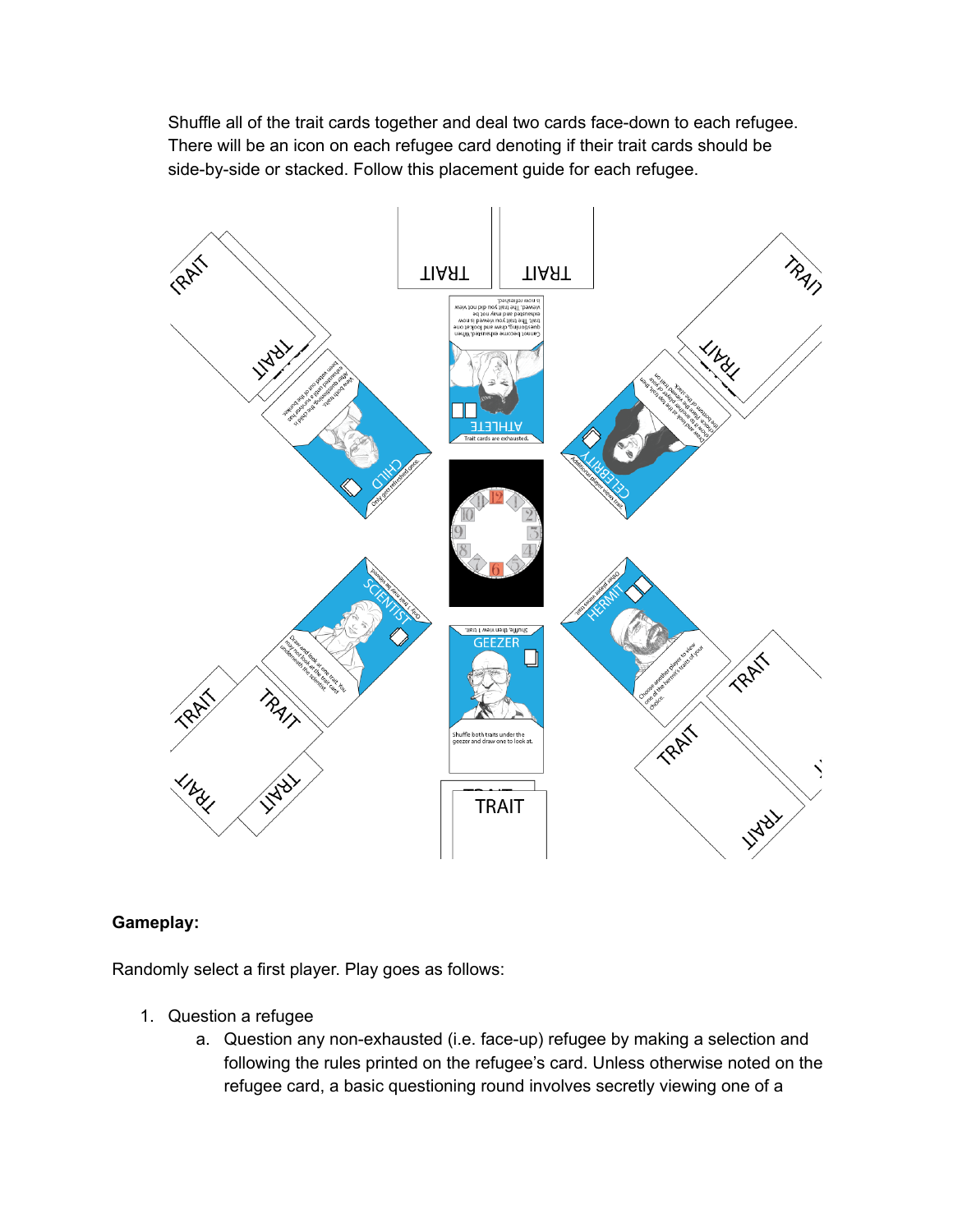Shuffle all of the trait cards together and deal two cards face-down to each refugee. There will be an icon on each refugee card denoting if their trait cards should be side-by-side or stacked. Follow this placement guide for each refugee.

**Gameplay:**

Randomly select a first player. Play goes as follows:

1. Question a refugee
    a. Question any non-exhausted (i.e. face-up) refugee by making a selection and following the rules printed on the refugee's card. Unless otherwise noted on the refugee card, a basic questioning round involves secretly viewing one of a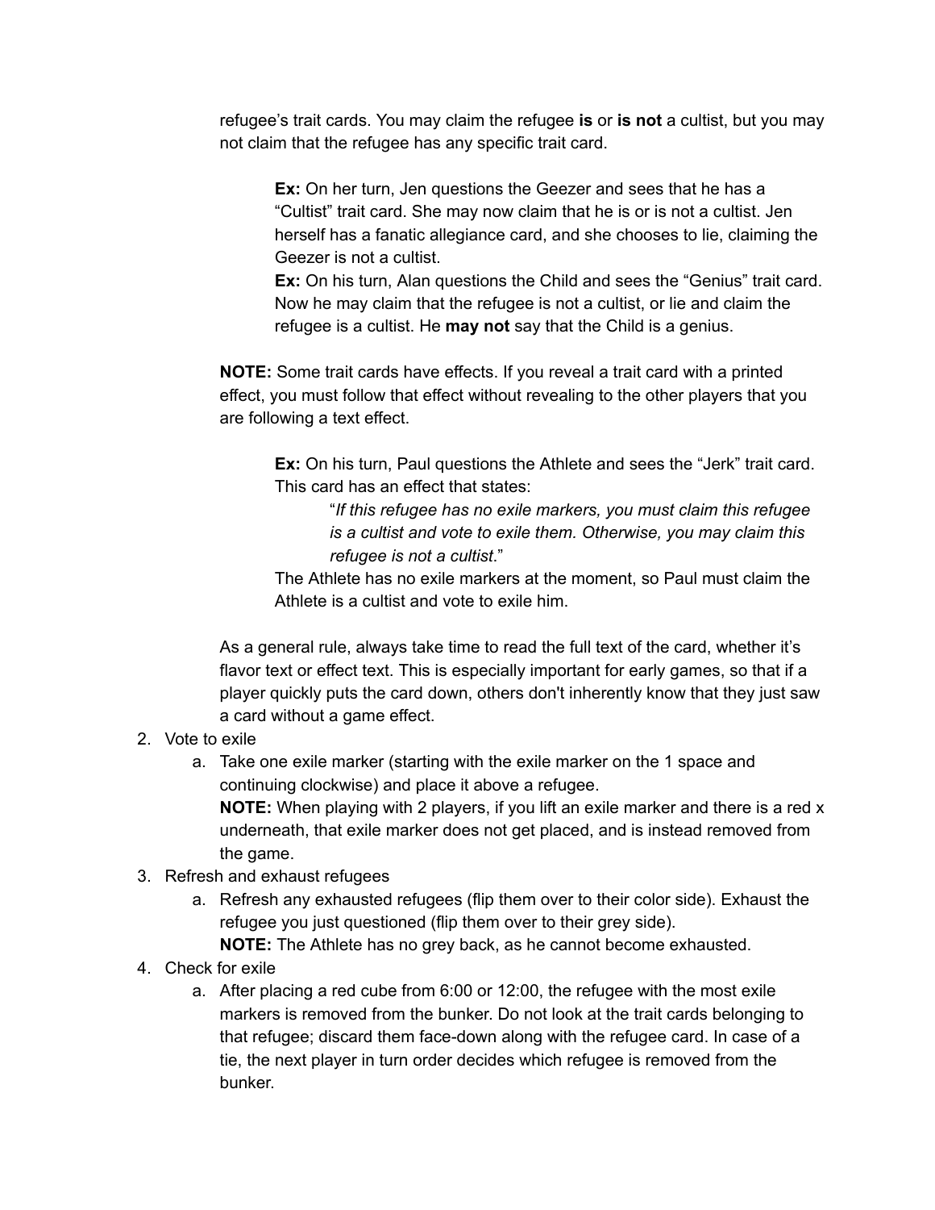refugee's trait cards. You may claim the refugee **is** or **is not** a cultist, but you may not claim that the refugee has any specific trait card.

> **Ex:** On her turn, Jen questions the Geezer and sees that he has a "Cultist" trait card. She may now claim that he is or is not a cultist. Jen herself has a fanatic allegiance card, and she chooses to lie, claiming the Geezer is not a cultist.
> **Ex:** On his turn, Alan questions the Child and sees the "Genius" trait card. Now he may claim that the refugee is not a cultist, or lie and claim the refugee is a cultist. He **may not** say that the Child is a genius.

**NOTE:** Some trait cards have effects. If you reveal a trait card with a printed effect, you must follow that effect without revealing to the other players that you are following a text effect.

> **Ex:** On his turn, Paul questions the Athlete and sees the "Jerk" trait card. This card has an effect that states:
>
> > "*If this refugee has no exile markers, you must claim this refugee is a cultist and vote to exile them. Otherwise, you may claim this refugee is not a cultist*."
>
> The Athlete has no exile markers at the moment, so Paul must claim the Athlete is a cultist and vote to exile him.

As a general rule, always take time to read the full text of the card, whether it's flavor text or effect text. This is especially important for early games, so that if a player quickly puts the card down, others don't inherently know that they just saw a card without a game effect.

2. Vote to exile
   a. Take one exile marker (starting with the exile marker on the 1 space and continuing clockwise) and place it above a refugee.
      **NOTE:** When playing with 2 players, if you lift an exile marker and there is a red x underneath, that exile marker does not get placed, and is instead removed from the game.
3. Refresh and exhaust refugees
   a. Refresh any exhausted refugees (flip them over to their color side). Exhaust the refugee you just questioned (flip them over to their grey side).
      **NOTE:** The Athlete has no grey back, as he cannot become exhausted.
4. Check for exile
   a. After placing a red cube from 6:00 or 12:00, the refugee with the most exile markers is removed from the bunker. Do not look at the trait cards belonging to that refugee; discard them face-down along with the refugee card. In case of a tie, the next player in turn order decides which refugee is removed from the bunker.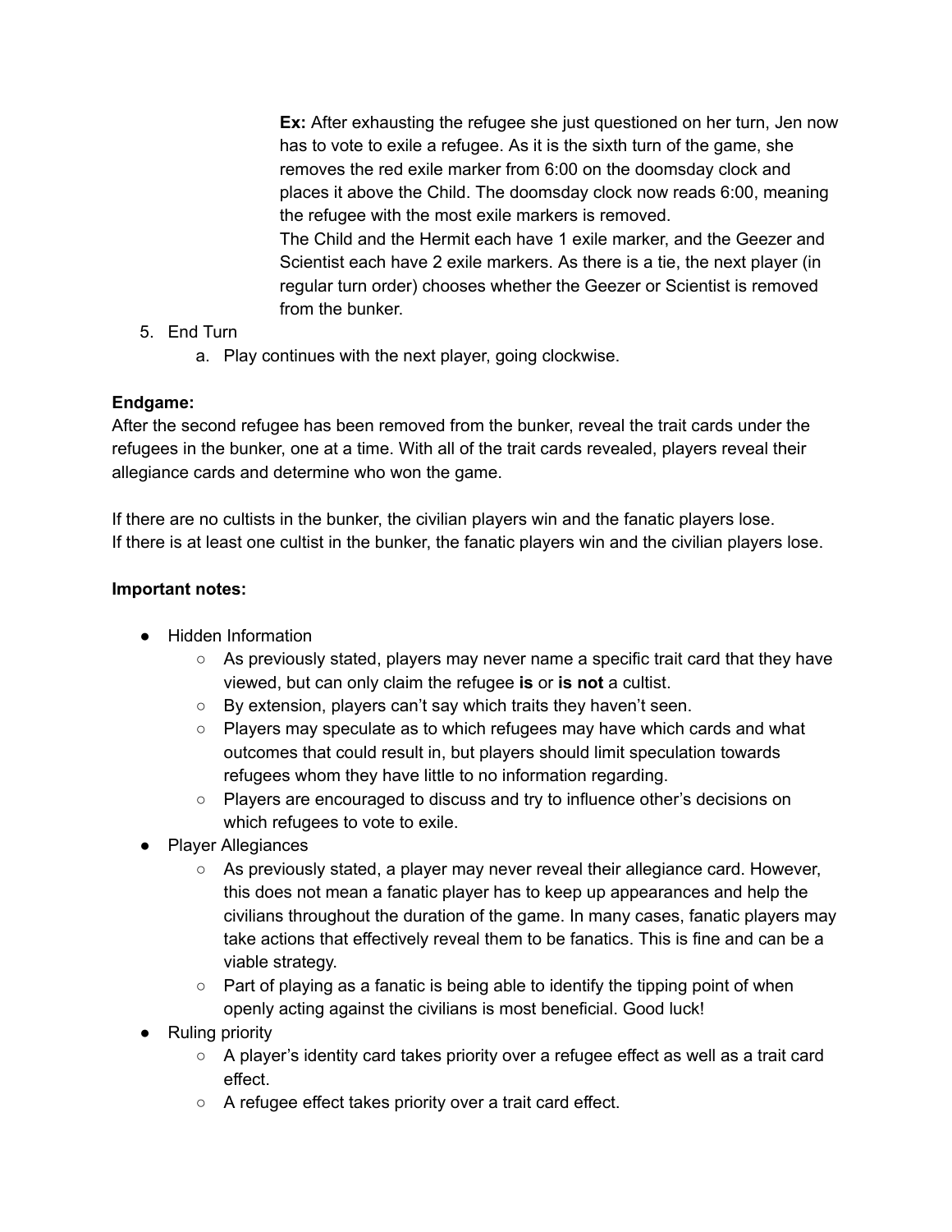**Ex:** After exhausting the refugee she just questioned on her turn, Jen now has to vote to exile a refugee. As it is the sixth turn of the game, she removes the red exile marker from 6:00 on the doomsday clock and places it above the Child. The doomsday clock now reads 6:00, meaning the refugee with the most exile markers is removed.
The Child and the Hermit each have 1 exile marker, and the Geezer and Scientist each have 2 exile markers. As there is a tie, the next player (in regular turn order) chooses whether the Geezer or Scientist is removed from the bunker.

5. End Turn
    a. Play continues with the next player, going clockwise.

**Endgame:**
After the second refugee has been removed from the bunker, reveal the trait cards under the refugees in the bunker, one at a time. With all of the trait cards revealed, players reveal their allegiance cards and determine who won the game.

If there are no cultists in the bunker, the civilian players win and the fanatic players lose.
If there is at least one cultist in the bunker, the fanatic players win and the civilian players lose.

**Important notes:**

- Hidden Information
    - As previously stated, players may never name a specific trait card that they have viewed, but can only claim the refugee **is** or **is not** a cultist.
    - By extension, players can't say which traits they haven't seen.
    - Players may speculate as to which refugees may have which cards and what outcomes that could result in, but players should limit speculation towards refugees whom they have little to no information regarding.
    - Players are encouraged to discuss and try to influence other's decisions on which refugees to vote to exile.
- Player Allegiances
    - As previously stated, a player may never reveal their allegiance card. However, this does not mean a fanatic player has to keep up appearances and help the civilians throughout the duration of the game. In many cases, fanatic players may take actions that effectively reveal them to be fanatics. This is fine and can be a viable strategy.
    - Part of playing as a fanatic is being able to identify the tipping point of when openly acting against the civilians is most beneficial. Good luck!
- Ruling priority
    - A player's identity card takes priority over a refugee effect as well as a trait card effect.
    - A refugee effect takes priority over a trait card effect.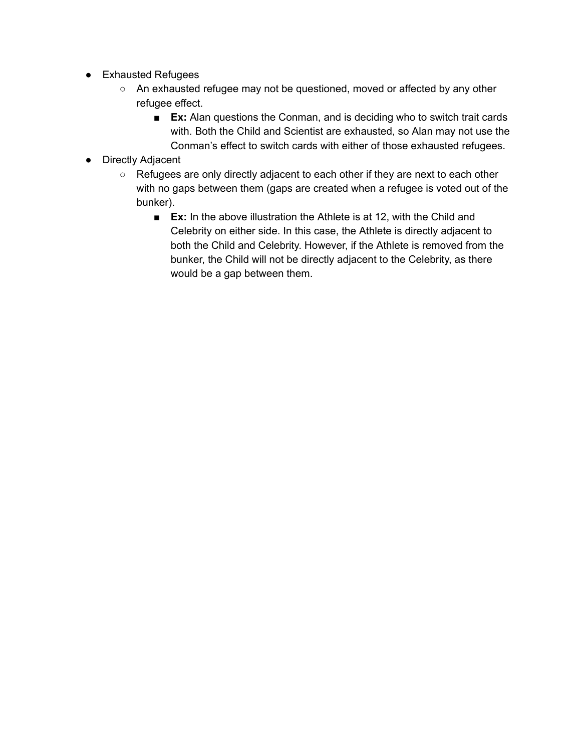- Exhausted Refugees
  - An exhausted refugee may not be questioned, moved or affected by any other refugee effect.
    - **Ex:** Alan questions the Conman, and is deciding who to switch trait cards with. Both the Child and Scientist are exhausted, so Alan may not use the Conman's effect to switch cards with either of those exhausted refugees.
- Directly Adjacent
  - Refugees are only directly adjacent to each other if they are next to each other with no gaps between them (gaps are created when a refugee is voted out of the bunker).
    - **Ex:** In the above illustration the Athlete is at 12, with the Child and Celebrity on either side. In this case, the Athlete is directly adjacent to both the Child and Celebrity. However, if the Athlete is removed from the bunker, the Child will not be directly adjacent to the Celebrity, as there would be a gap between them.